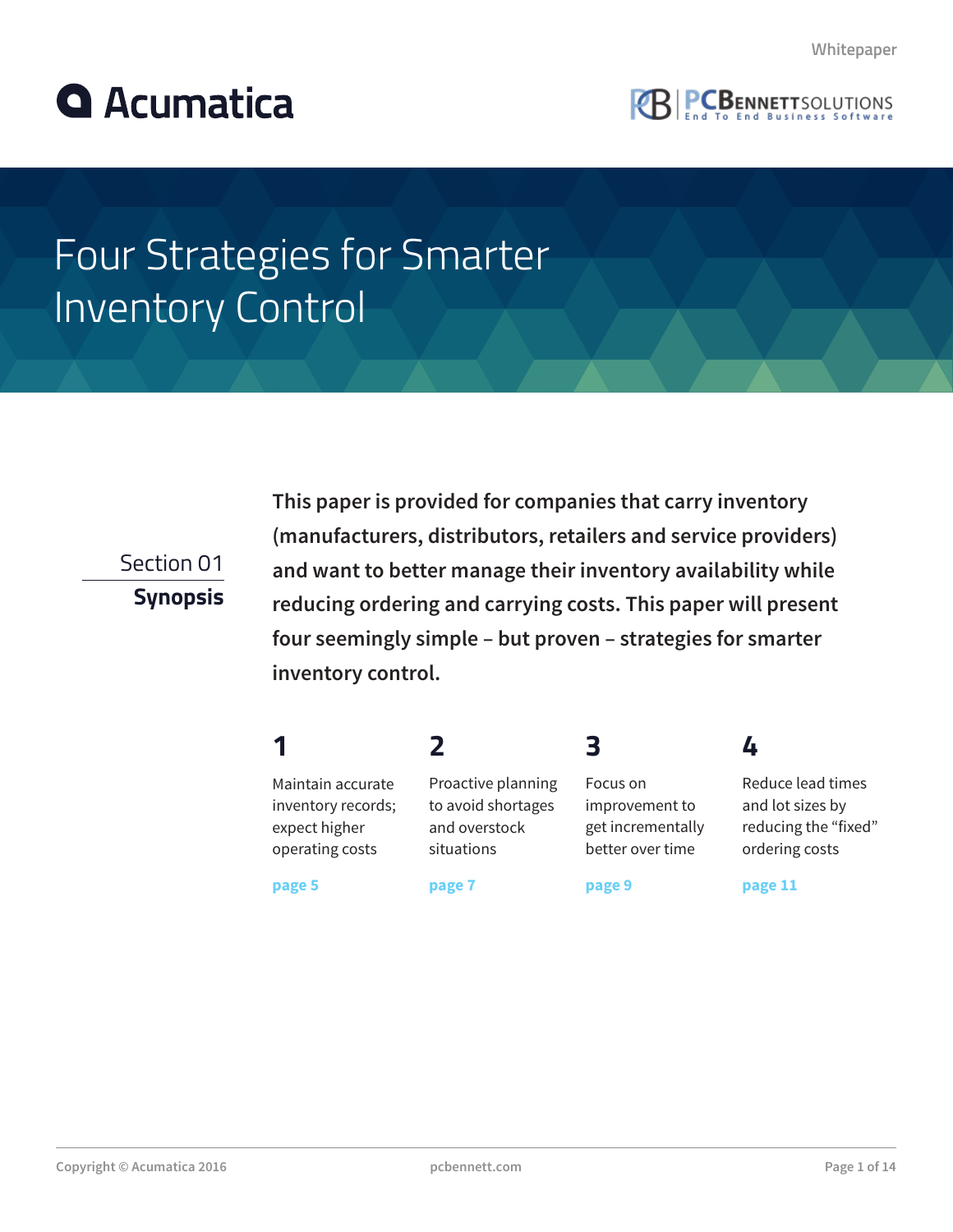Whitepaper

Acumatica

PCBENNETTSOLUTIONS
End To End Business Software

# Four Strategies for Smarter Inventory Control

Section 01

## Synopsis

**This paper is provided for companies that carry inventory (manufacturers, distributors, retailers and service providers) and want to better manage their inventory availability while reducing ordering and carrying costs. This paper will present four seemingly simple – but proven – strategies for smarter inventory control.**

**1**

Maintain accurate inventory records; expect higher operating costs

**page 5**

**2**

Proactive planning to avoid shortages and overstock situations

**page 7**

**3**

Focus on improvement to get incrementally better over time

**page 9**

**4**

Reduce lead times and lot sizes by reducing the “fixed” ordering costs

**page 11**

Copyright © Acumatica 2016

pcbennett.com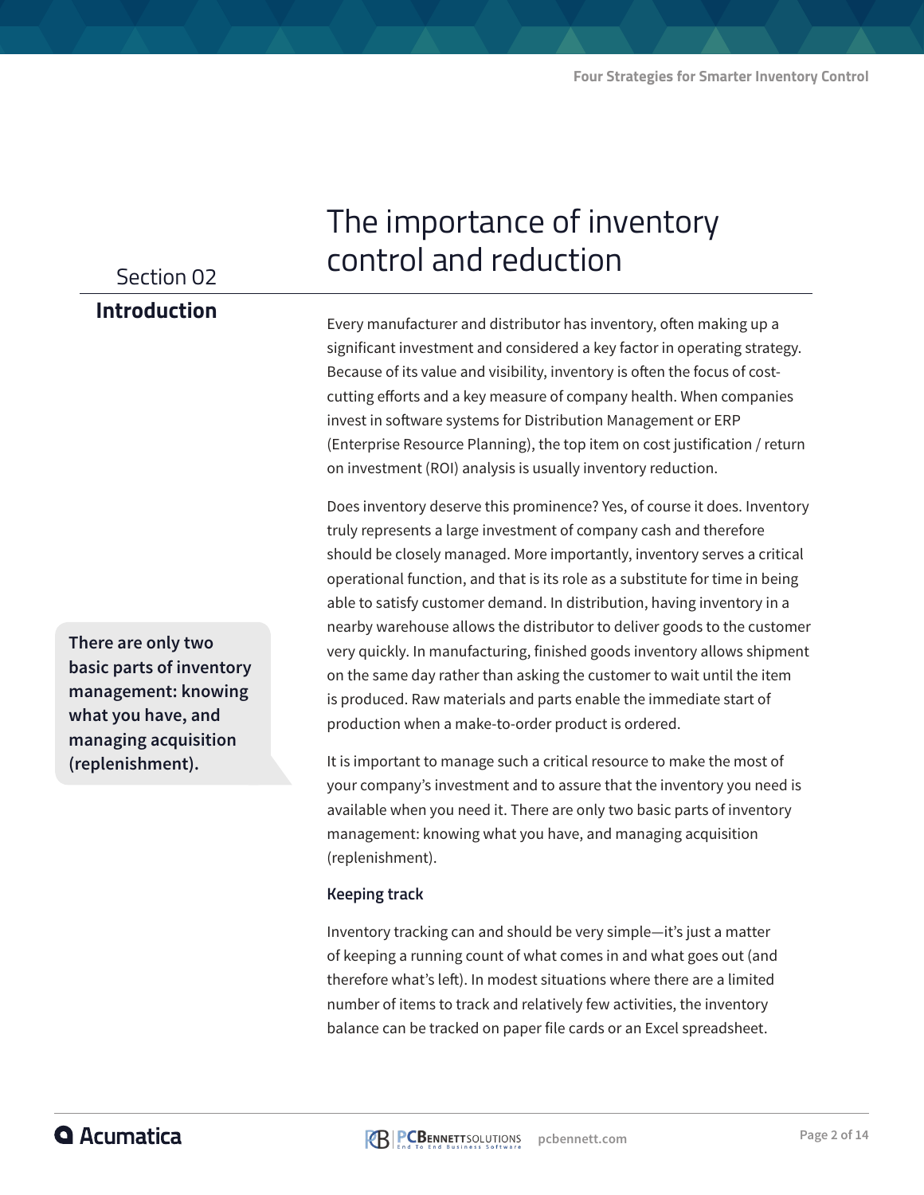Section 02

## Introduction

# The importance of inventory control and reduction

Every manufacturer and distributor has inventory, often making up a significant investment and considered a key factor in operating strategy. Because of its value and visibility, inventory is often the focus of cost-cutting efforts and a key measure of company health. When companies invest in software systems for Distribution Management or ERP (Enterprise Resource Planning), the top item on cost justification / return on investment (ROI) analysis is usually inventory reduction.

Does inventory deserve this prominence? Yes, of course it does. Inventory truly represents a large investment of company cash and therefore should be closely managed. More importantly, inventory serves a critical operational function, and that is its role as a substitute for time in being able to satisfy customer demand. In distribution, having inventory in a nearby warehouse allows the distributor to deliver goods to the customer very quickly. In manufacturing, finished goods inventory allows shipment on the same day rather than asking the customer to wait until the item is produced. Raw materials and parts enable the immediate start of production when a make-to-order product is ordered.

> **There are only two basic parts of inventory management: knowing what you have, and managing acquisition (replenishment).**

It is important to manage such a critical resource to make the most of your company's investment and to assure that the inventory you need is available when you need it. There are only two basic parts of inventory management: knowing what you have, and managing acquisition (replenishment).

### Keeping track

Inventory tracking can and should be very simple—it's just a matter of keeping a running count of what comes in and what goes out (and therefore what's left). In modest situations where there are a limited number of items to track and relatively few activities, the inventory balance can be tracked on paper file cards or an Excel spreadsheet.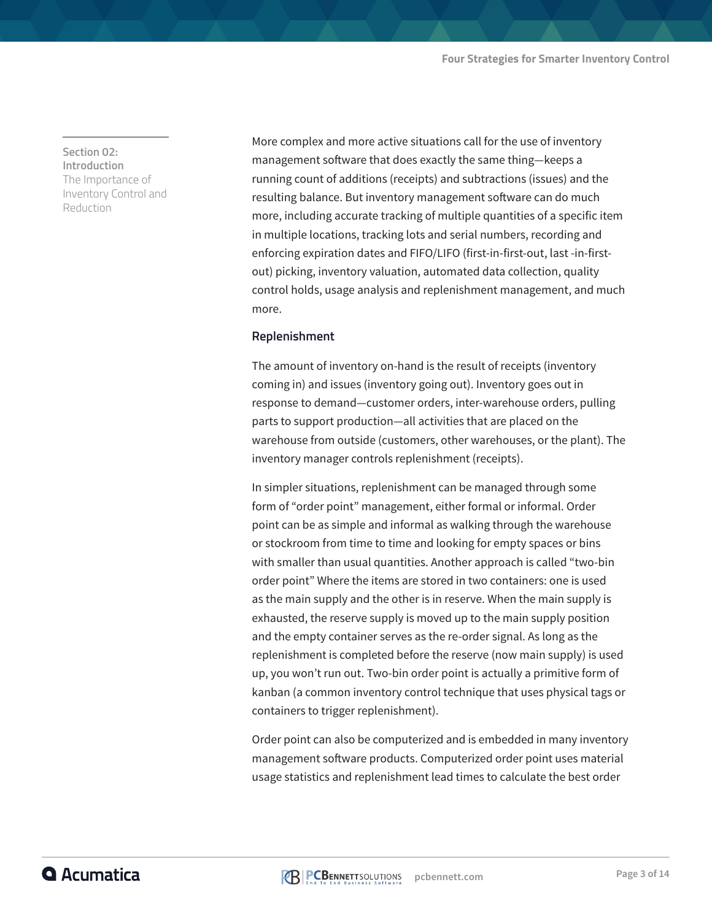Section 02: Introduction
The Importance of Inventory Control and Reduction

More complex and more active situations call for the use of inventory management software that does exactly the same thing—keeps a running count of additions (receipts) and subtractions (issues) and the resulting balance. But inventory management software can do much more, including accurate tracking of multiple quantities of a specific item in multiple locations, tracking lots and serial numbers, recording and enforcing expiration dates and FIFO/LIFO (first-in-first-out, last -in-first-out) picking, inventory valuation, automated data collection, quality control holds, usage analysis and replenishment management, and much more.

### Replenishment

The amount of inventory on-hand is the result of receipts (inventory coming in) and issues (inventory going out). Inventory goes out in response to demand—customer orders, inter-warehouse orders, pulling parts to support production—all activities that are placed on the warehouse from outside (customers, other warehouses, or the plant). The inventory manager controls replenishment (receipts).

In simpler situations, replenishment can be managed through some form of "order point" management, either formal or informal. Order point can be as simple and informal as walking through the warehouse or stockroom from time to time and looking for empty spaces or bins with smaller than usual quantities. Another approach is called "two-bin order point" Where the items are stored in two containers: one is used as the main supply and the other is in reserve. When the main supply is exhausted, the reserve supply is moved up to the main supply position and the empty container serves as the re-order signal. As long as the replenishment is completed before the reserve (now main supply) is used up, you won't run out. Two-bin order point is actually a primitive form of kanban (a common inventory control technique that uses physical tags or containers to trigger replenishment).

Order point can also be computerized and is embedded in many inventory management software products. Computerized order point uses material usage statistics and replenishment lead times to calculate the best order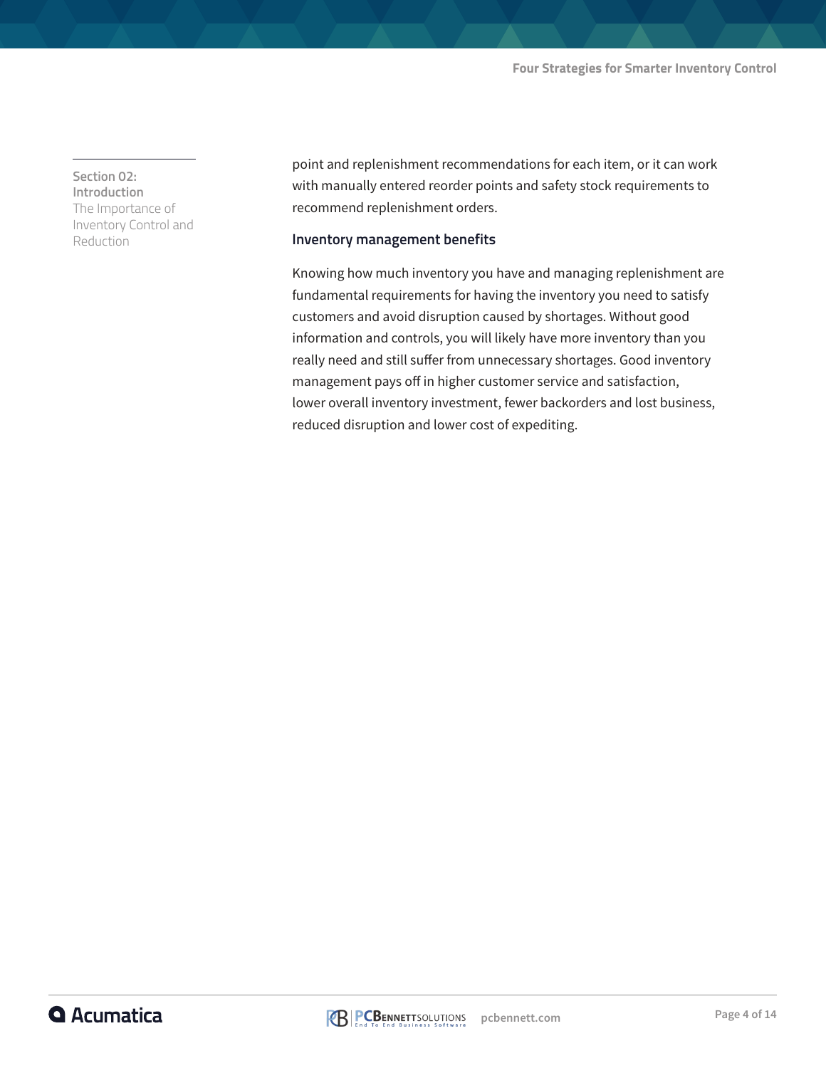point and replenishment recommendations for each item, or it can work with manually entered reorder points and safety stock requirements to recommend replenishment orders.

### Inventory management benefits

Knowing how much inventory you have and managing replenishment are fundamental requirements for having the inventory you need to satisfy customers and avoid disruption caused by shortages. Without good information and controls, you will likely have more inventory than you really need and still suffer from unnecessary shortages. Good inventory management pays off in higher customer service and satisfaction, lower overall inventory investment, fewer backorders and lost business, reduced disruption and lower cost of expediting.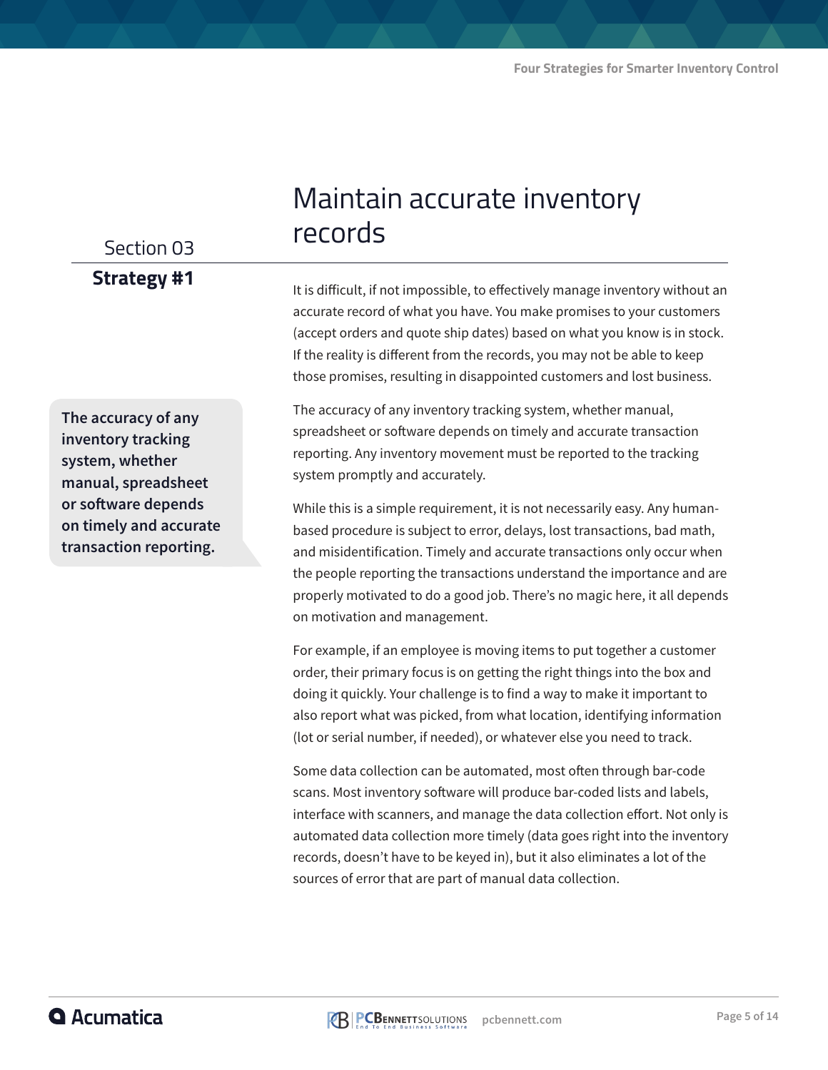Section 03

**Strategy #1**

# Maintain accurate inventory records

It is difficult, if not impossible, to effectively manage inventory without an accurate record of what you have. You make promises to your customers (accept orders and quote ship dates) based on what you know is in stock. If the reality is different from the records, you may not be able to keep those promises, resulting in disappointed customers and lost business.

> **The accuracy of any inventory tracking system, whether manual, spreadsheet or software depends on timely and accurate transaction reporting.**

The accuracy of any inventory tracking system, whether manual, spreadsheet or software depends on timely and accurate transaction reporting. Any inventory movement must be reported to the tracking system promptly and accurately.

While this is a simple requirement, it is not necessarily easy. Any human-based procedure is subject to error, delays, lost transactions, bad math, and misidentification. Timely and accurate transactions only occur when the people reporting the transactions understand the importance and are properly motivated to do a good job. There's no magic here, it all depends on motivation and management.

For example, if an employee is moving items to put together a customer order, their primary focus is on getting the right things into the box and doing it quickly. Your challenge is to find a way to make it important to also report what was picked, from what location, identifying information (lot or serial number, if needed), or whatever else you need to track.

Some data collection can be automated, most often through bar-code scans. Most inventory software will produce bar-coded lists and labels, interface with scanners, and manage the data collection effort. Not only is automated data collection more timely (data goes right into the inventory records, doesn't have to be keyed in), but it also eliminates a lot of the sources of error that are part of manual data collection.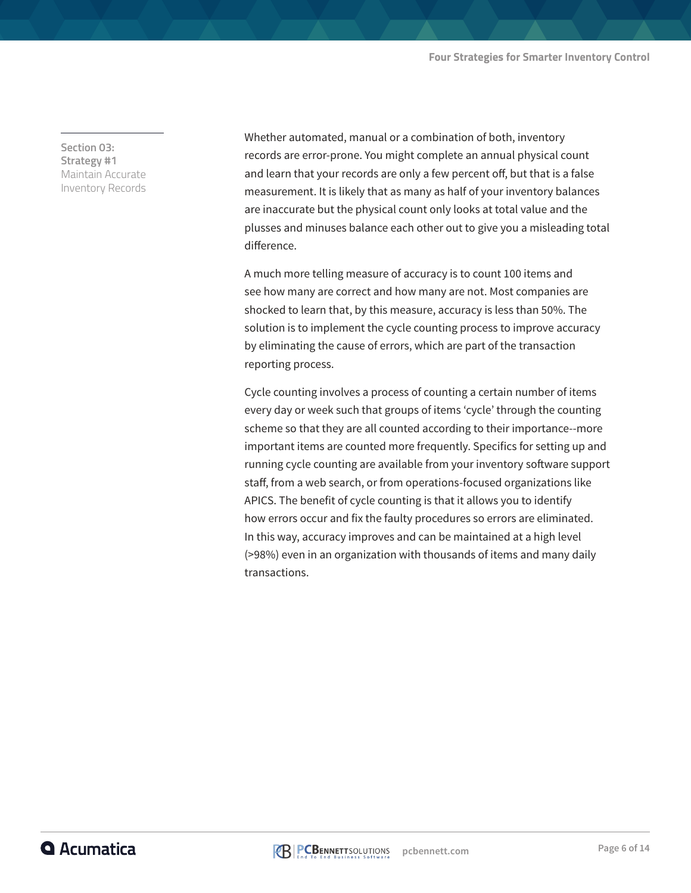## Section 03: Strategy #1

### Maintain Accurate Inventory Records

Whether automated, manual or a combination of both, inventory records are error-prone. You might complete an annual physical count and learn that your records are only a few percent off, but that is a false measurement. It is likely that as many as half of your inventory balances are inaccurate but the physical count only looks at total value and the plusses and minuses balance each other out to give you a misleading total difference.

A much more telling measure of accuracy is to count 100 items and see how many are correct and how many are not. Most companies are shocked to learn that, by this measure, accuracy is less than 50%. The solution is to implement the cycle counting process to improve accuracy by eliminating the cause of errors, which are part of the transaction reporting process.

Cycle counting involves a process of counting a certain number of items every day or week such that groups of items 'cycle' through the counting scheme so that they are all counted according to their importance--more important items are counted more frequently. Specifics for setting up and running cycle counting are available from your inventory software support staff, from a web search, or from operations-focused organizations like APICS. The benefit of cycle counting is that it allows you to identify how errors occur and fix the faulty procedures so errors are eliminated. In this way, accuracy improves and can be maintained at a high level (>98%) even in an organization with thousands of items and many daily transactions.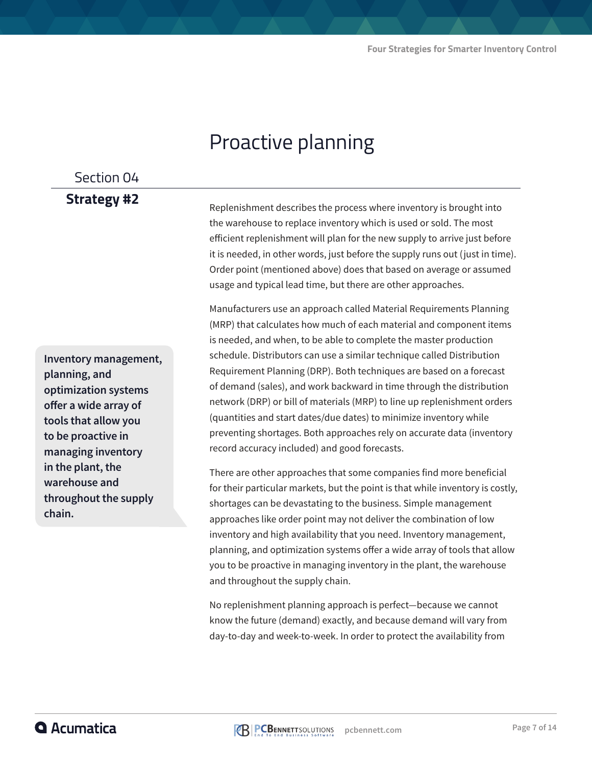# Proactive planning

Section 04

**Strategy #2**

Replenishment describes the process where inventory is brought into the warehouse to replace inventory which is used or sold. The most efficient replenishment will plan for the new supply to arrive just before it is needed, in other words, just before the supply runs out (just in time). Order point (mentioned above) does that based on average or assumed usage and typical lead time, but there are other approaches.

Manufacturers use an approach called Material Requirements Planning (MRP) that calculates how much of each material and component items is needed, and when, to be able to complete the master production schedule. Distributors can use a similar technique called Distribution Requirement Planning (DRP). Both techniques are based on a forecast of demand (sales), and work backward in time through the distribution network (DRP) or bill of materials (MRP) to line up replenishment orders (quantities and start dates/due dates) to minimize inventory while preventing shortages. Both approaches rely on accurate data (inventory record accuracy included) and good forecasts.

**Inventory management, planning, and optimization systems offer a wide array of tools that allow you to be proactive in managing inventory in the plant, the warehouse and throughout the supply chain.**

There are other approaches that some companies find more beneficial for their particular markets, but the point is that while inventory is costly, shortages can be devastating to the business. Simple management approaches like order point may not deliver the combination of low inventory and high availability that you need. Inventory management, planning, and optimization systems offer a wide array of tools that allow you to be proactive in managing inventory in the plant, the warehouse and throughout the supply chain.

No replenishment planning approach is perfect—because we cannot know the future (demand) exactly, and because demand will vary from day-to-day and week-to-week. In order to protect the availability from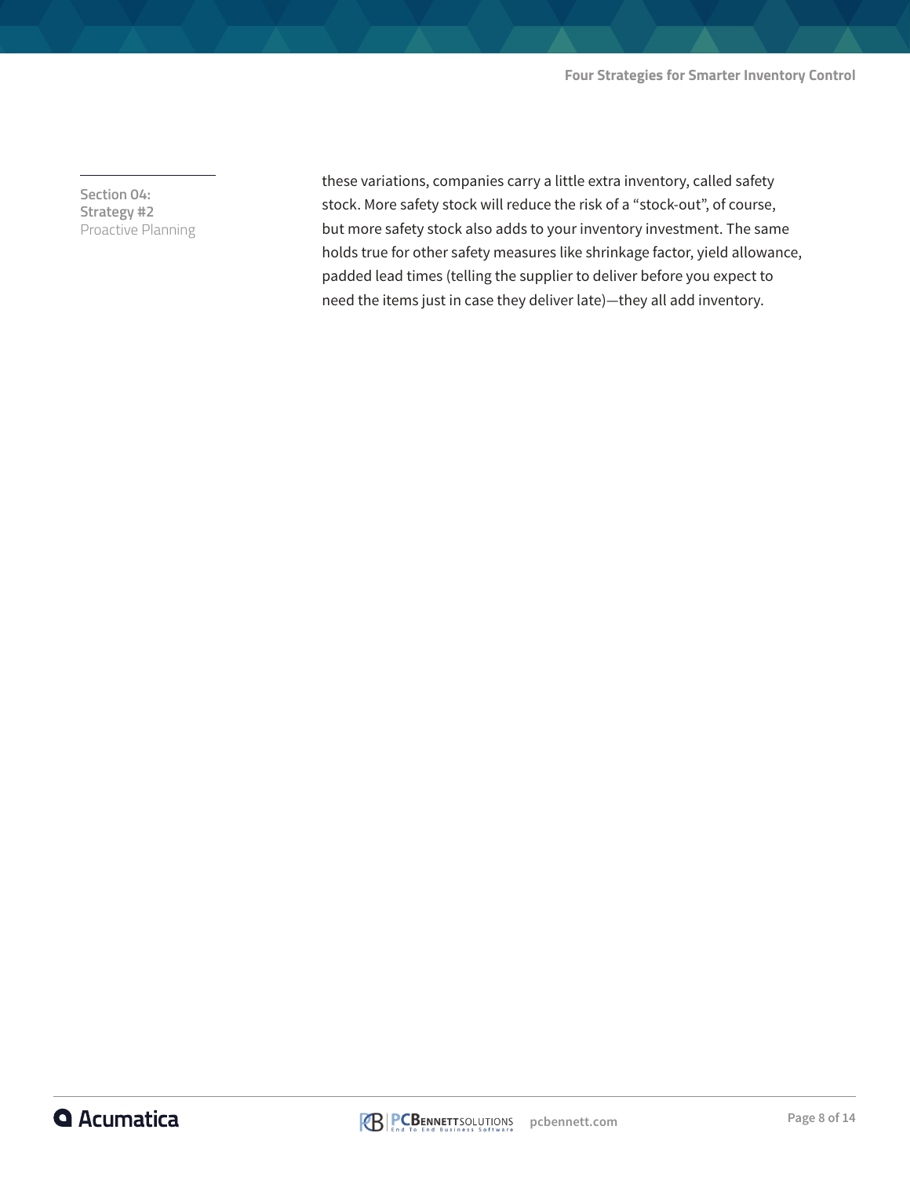these variations, companies carry a little extra inventory, called safety stock. More safety stock will reduce the risk of a "stock-out", of course, but more safety stock also adds to your inventory investment. The same holds true for other safety measures like shrinkage factor, yield allowance, padded lead times (telling the supplier to deliver before you expect to need the items just in case they deliver late)—they all add inventory.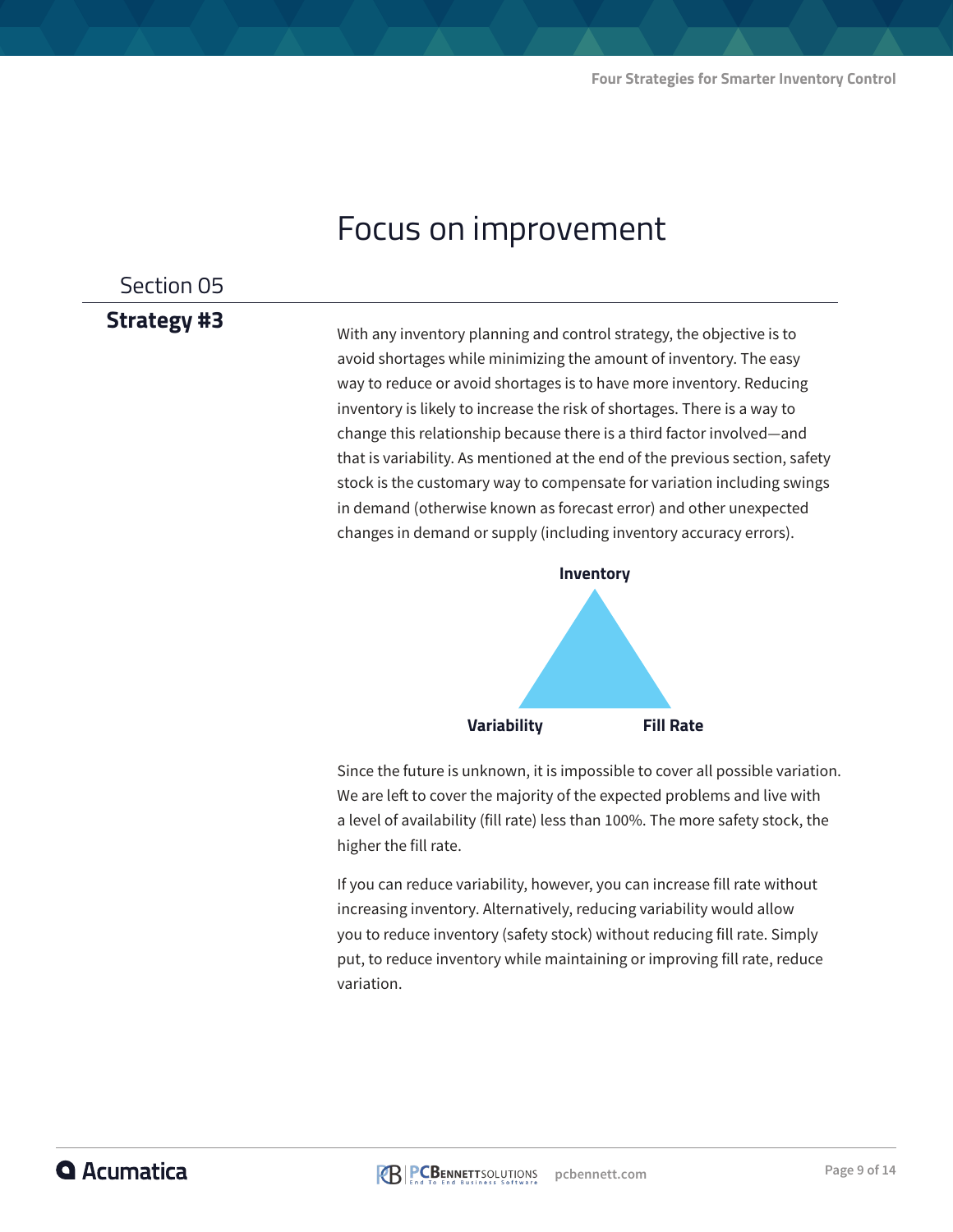# Focus on improvement

Section 05

## Strategy #3

With any inventory planning and control strategy, the objective is to avoid shortages while minimizing the amount of inventory. The easy way to reduce or avoid shortages is to have more inventory. Reducing inventory is likely to increase the risk of shortages. There is a way to change this relationship because there is a third factor involved—and that is variability. As mentioned at the end of the previous section, safety stock is the customary way to compensate for variation including swings in demand (otherwise known as forecast error) and other unexpected changes in demand or supply (including inventory accuracy errors).

**Inventory**

**Variability** **Fill Rate**

Since the future is unknown, it is impossible to cover all possible variation. We are left to cover the majority of the expected problems and live with a level of availability (fill rate) less than 100%. The more safety stock, the higher the fill rate.

If you can reduce variability, however, you can increase fill rate without increasing inventory. Alternatively, reducing variability would allow you to reduce inventory (safety stock) without reducing fill rate. Simply put, to reduce inventory while maintaining or improving fill rate, reduce variation.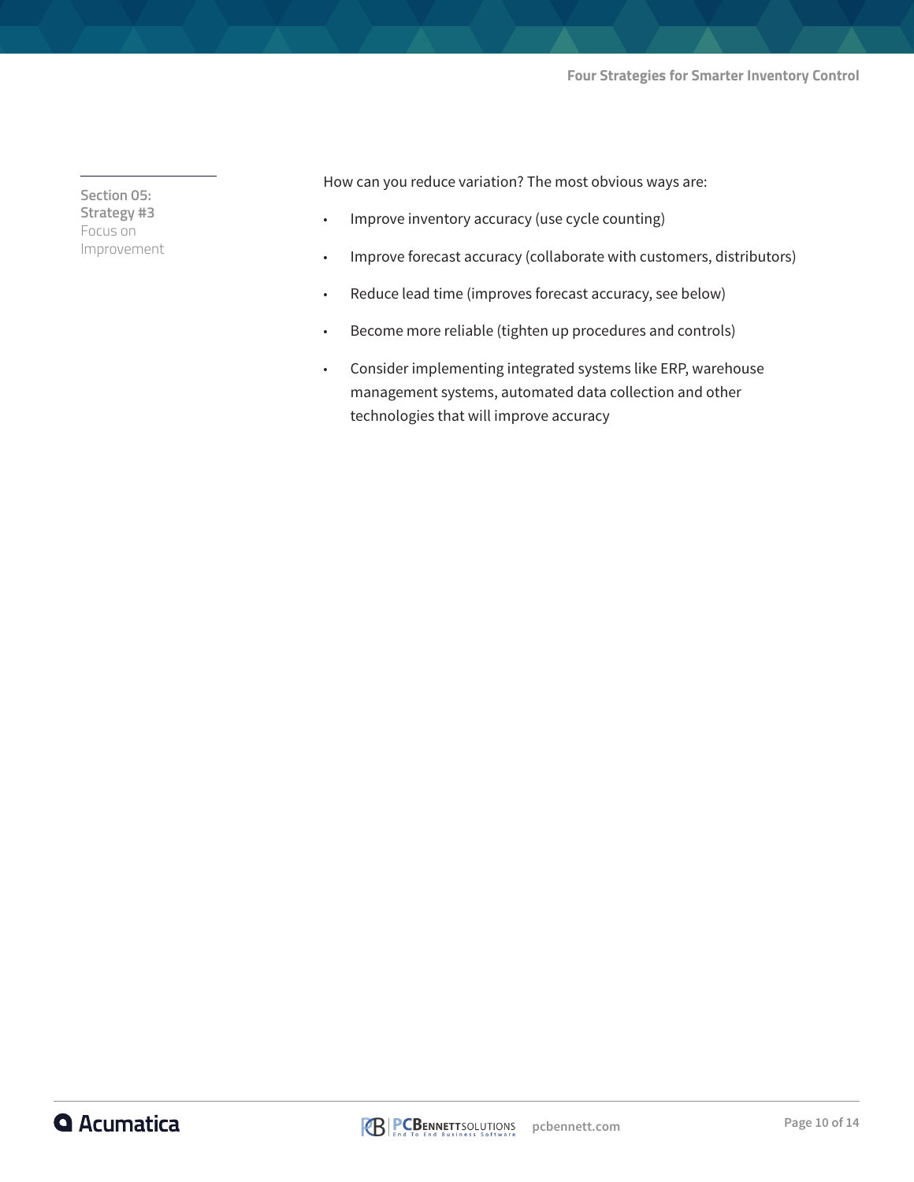Section 05: Strategy #3
Focus on Improvement

How can you reduce variation? The most obvious ways are:

- Improve inventory accuracy (use cycle counting)
- Improve forecast accuracy (collaborate with customers, distributors)
- Reduce lead time (improves forecast accuracy, see below)
- Become more reliable (tighten up procedures and controls)
- Consider implementing integrated systems like ERP, warehouse management systems, automated data collection and other technologies that will improve accuracy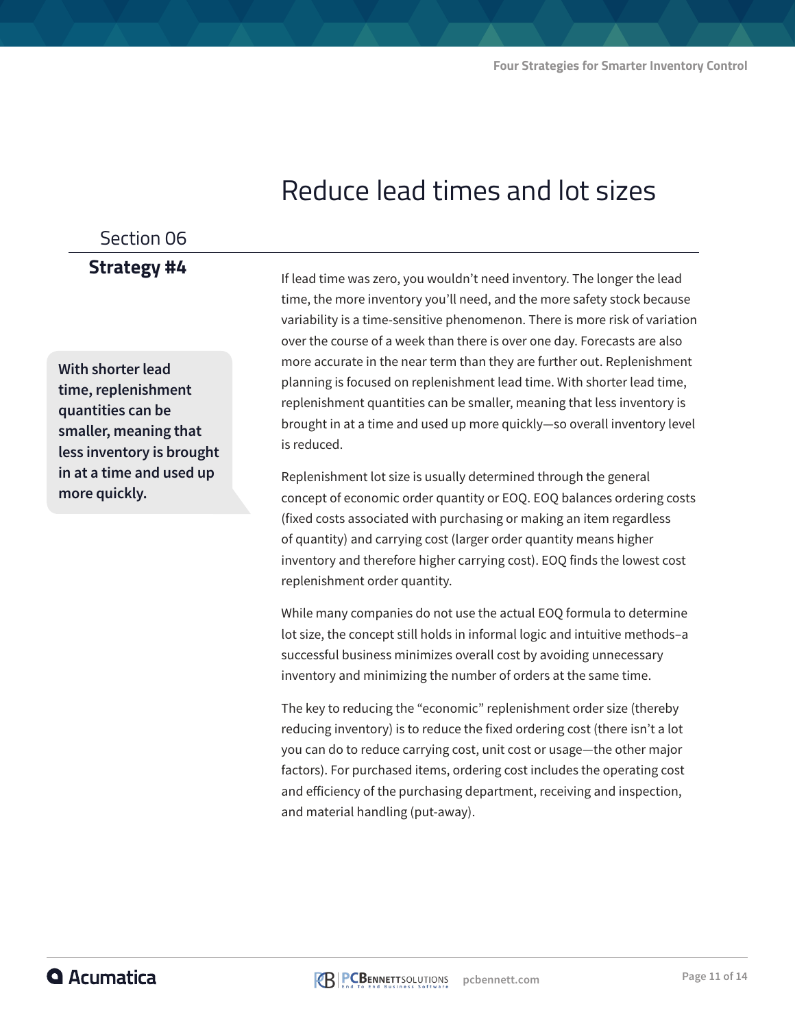Section 06

**Strategy #4**

# Reduce lead times and lot sizes

> **With shorter lead time, replenishment quantities can be smaller, meaning that less inventory is brought in at a time and used up more quickly.**

If lead time was zero, you wouldn't need inventory. The longer the lead time, the more inventory you'll need, and the more safety stock because variability is a time-sensitive phenomenon. There is more risk of variation over the course of a week than there is over one day. Forecasts are also more accurate in the near term than they are further out. Replenishment planning is focused on replenishment lead time. With shorter lead time, replenishment quantities can be smaller, meaning that less inventory is brought in at a time and used up more quickly—so overall inventory level is reduced.

Replenishment lot size is usually determined through the general concept of economic order quantity or EOQ. EOQ balances ordering costs (fixed costs associated with purchasing or making an item regardless of quantity) and carrying cost (larger order quantity means higher inventory and therefore higher carrying cost). EOQ finds the lowest cost replenishment order quantity.

While many companies do not use the actual EOQ formula to determine lot size, the concept still holds in informal logic and intuitive methods–a successful business minimizes overall cost by avoiding unnecessary inventory and minimizing the number of orders at the same time.

The key to reducing the "economic" replenishment order size (thereby reducing inventory) is to reduce the fixed ordering cost (there isn't a lot you can do to reduce carrying cost, unit cost or usage—the other major factors). For purchased items, ordering cost includes the operating cost and efficiency of the purchasing department, receiving and inspection, and material handling (put-away).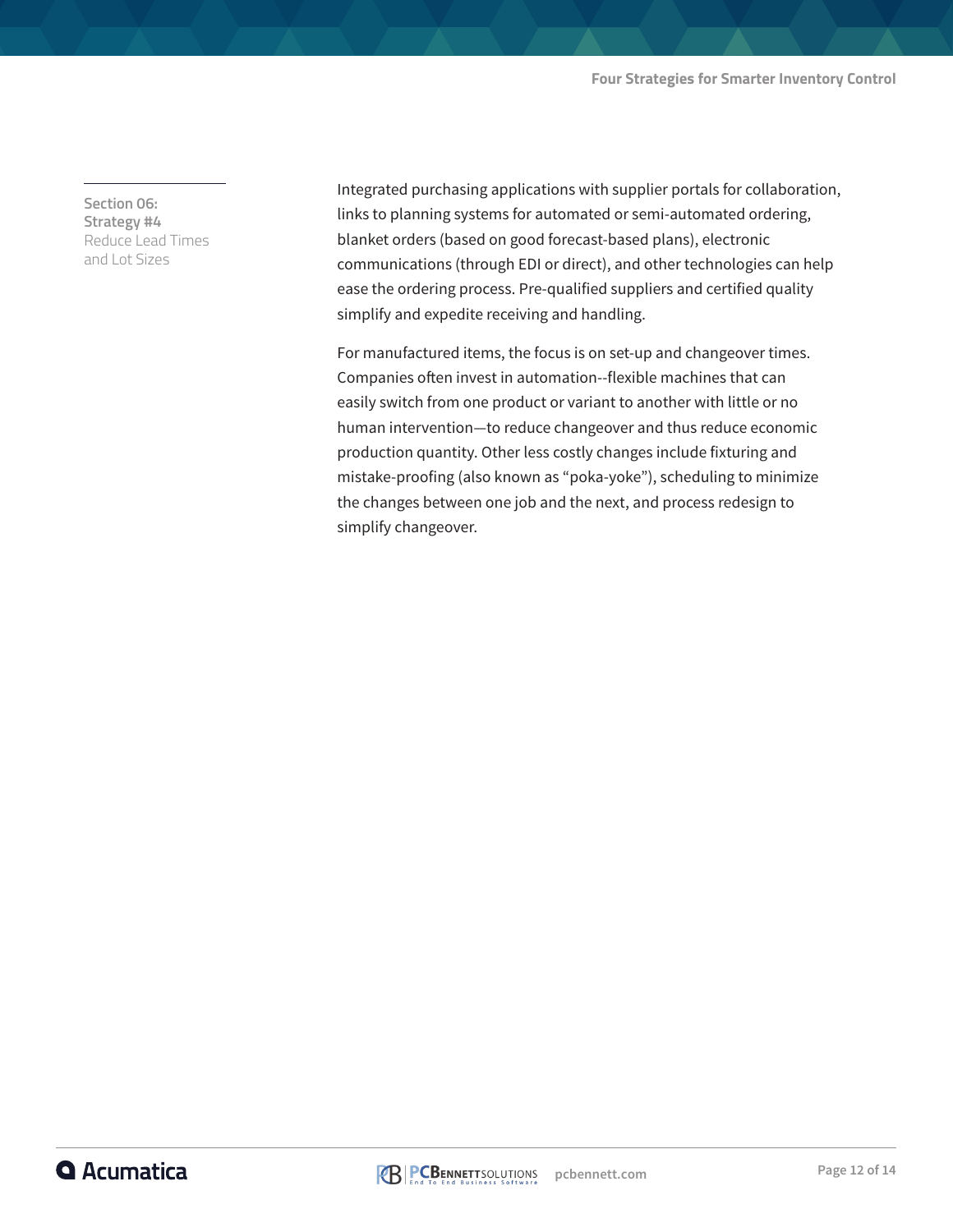Section 06: Strategy #4
Reduce Lead Times and Lot Sizes

Integrated purchasing applications with supplier portals for collaboration, links to planning systems for automated or semi-automated ordering, blanket orders (based on good forecast-based plans), electronic communications (through EDI or direct), and other technologies can help ease the ordering process. Pre-qualified suppliers and certified quality simplify and expedite receiving and handling.

For manufactured items, the focus is on set-up and changeover times. Companies often invest in automation--flexible machines that can easily switch from one product or variant to another with little or no human intervention—to reduce changeover and thus reduce economic production quantity. Other less costly changes include fixturing and mistake-proofing (also known as “poka-yoke”), scheduling to minimize the changes between one job and the next, and process redesign to simplify changeover.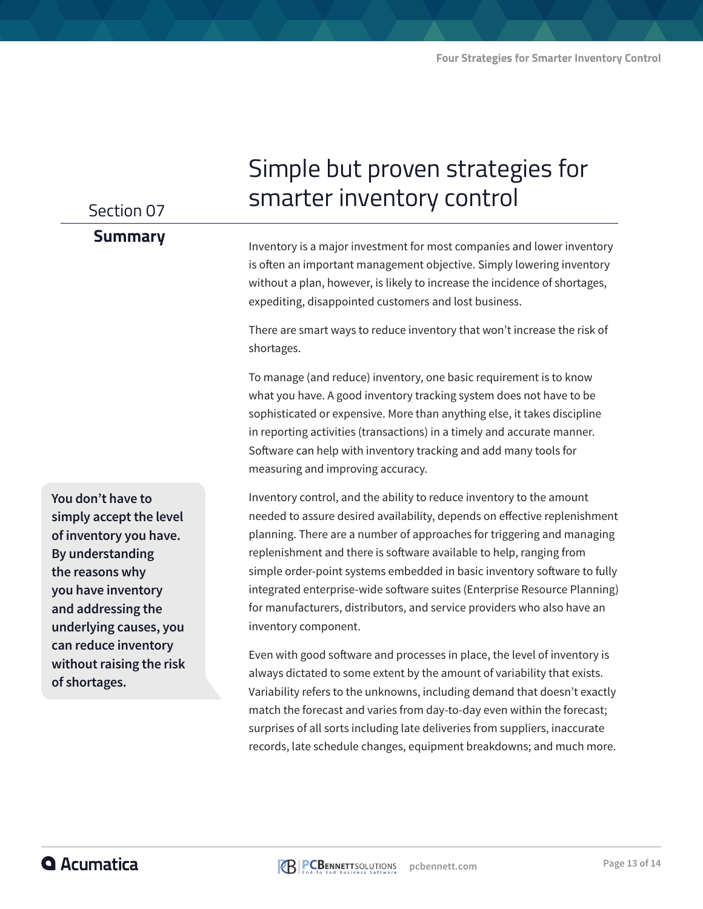Section 07

## Summary

# Simple but proven strategies for smarter inventory control

Inventory is a major investment for most companies and lower inventory is often an important management objective. Simply lowering inventory without a plan, however, is likely to increase the incidence of shortages, expediting, disappointed customers and lost business.

There are smart ways to reduce inventory that won't increase the risk of shortages.

To manage (and reduce) inventory, one basic requirement is to know what you have. A good inventory tracking system does not have to be sophisticated or expensive. More than anything else, it takes discipline in reporting activities (transactions) in a timely and accurate manner. Software can help with inventory tracking and add many tools for measuring and improving accuracy.

**You don't have to simply accept the level of inventory you have. By understanding the reasons why you have inventory and addressing the underlying causes, you can reduce inventory without raising the risk of shortages.**

Inventory control, and the ability to reduce inventory to the amount needed to assure desired availability, depends on effective replenishment planning. There are a number of approaches for triggering and managing replenishment and there is software available to help, ranging from simple order-point systems embedded in basic inventory software to fully integrated enterprise-wide software suites (Enterprise Resource Planning) for manufacturers, distributors, and service providers who also have an inventory component.

Even with good software and processes in place, the level of inventory is always dictated to some extent by the amount of variability that exists. Variability refers to the unknowns, including demand that doesn't exactly match the forecast and varies from day-to-day even within the forecast; surprises of all sorts including late deliveries from suppliers, inaccurate records, late schedule changes, equipment breakdowns; and much more.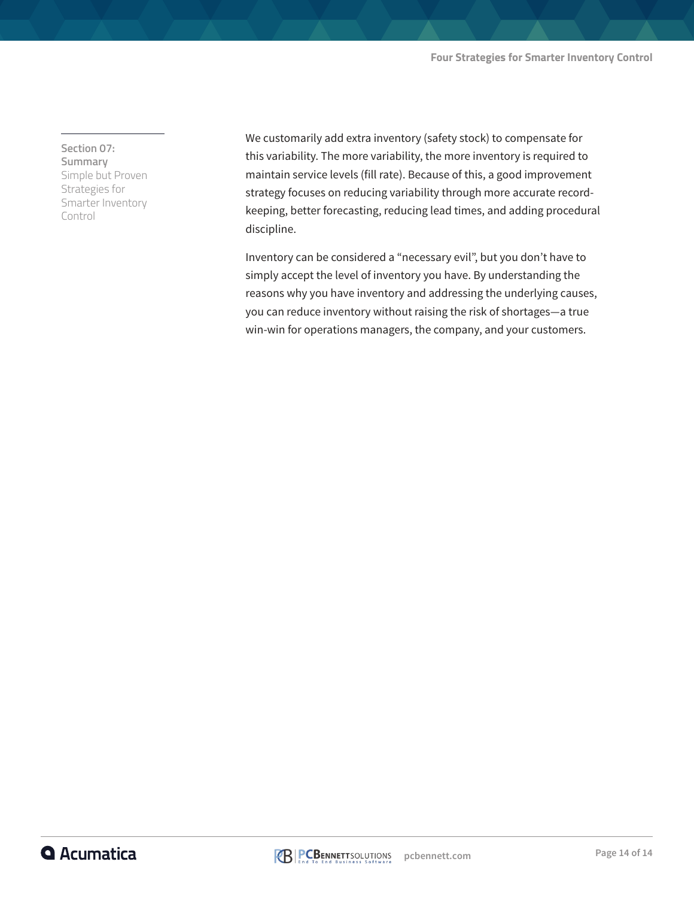**Section 07: Summary**
Simple but Proven Strategies for Smarter Inventory Control

We customarily add extra inventory (safety stock) to compensate for this variability. The more variability, the more inventory is required to maintain service levels (fill rate). Because of this, a good improvement strategy focuses on reducing variability through more accurate record-keeping, better forecasting, reducing lead times, and adding procedural discipline.

Inventory can be considered a “necessary evil”, but you don’t have to simply accept the level of inventory you have. By understanding the reasons why you have inventory and addressing the underlying causes, you can reduce inventory without raising the risk of shortages—a true win-win for operations managers, the company, and your customers.